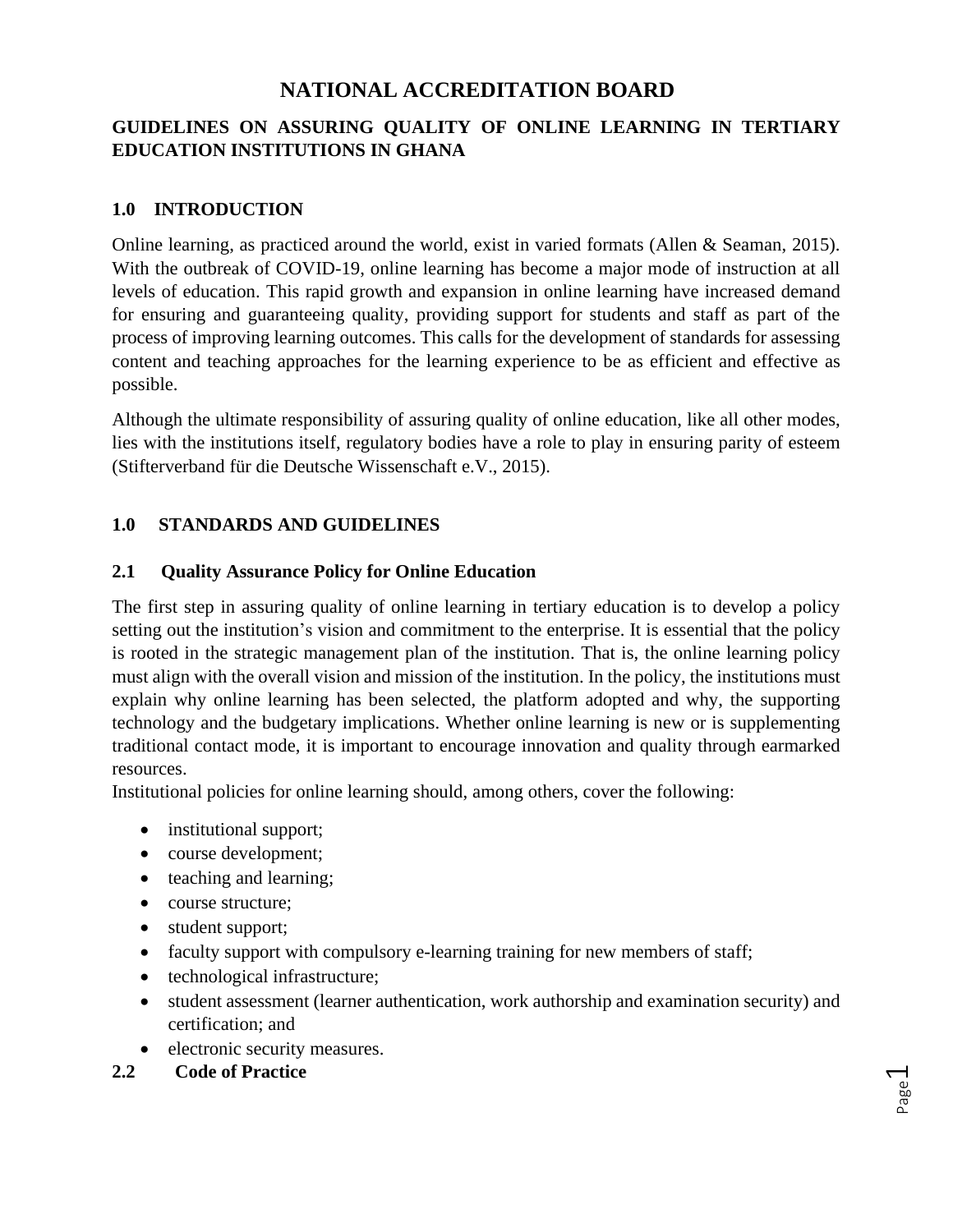# NATIONAL ACCREDITATION BOARD

## GUIDELINES ON ASSURING QUALITY OF ONLINE LEARNING IN TERTIARY EDUCATION INSTITUTIONS IN GHANA

### 1.0 INTRODUCTION

Online learning, as practiced around the world, exist in varied formats (Allen & Seaman, 2015). With the outbreak of COVID-19, online learning has become a major mode of instruction at all levels of education. This rapid growth and expansion in online learning have increased demand for ensuring and guaranteeing quality, providing support for students and staff as part of the process of improving learning outcomes. This calls for the development of standards for assessing content and teaching approaches for the learning experience to be as efficient and effective as possible.

Although the ultimate responsibility of assuring quality of online education, like all other modes, lies with the institutions itself, regulatory bodies have a role to play in ensuring parity of esteem (Stifterverband für die Deutsche Wissenschaft e.V., 2015).

### 1.0 STANDARDS AND GUIDELINES

#### 2.1 Quality Assurance Policy for Online Education

The first step in assuring quality of online learning in tertiary education is to develop a policy setting out the institution's vision and commitment to the enterprise. It is essential that the policy is rooted in the strategic management plan of the institution. That is, the online learning policy must align with the overall vision and mission of the institution. In the policy, the institutions must explain why online learning has been selected, the platform adopted and why, the supporting technology and the budgetary implications. Whether online learning is new or is supplementing traditional contact mode, it is important to encourage innovation and quality through earmarked resources.

Institutional policies for online learning should, among others, cover the following:

- institutional support;
- course development;
- teaching and learning;
- course structure;
- student support;
- faculty support with compulsory e-learning training for new members of staff;
- technological infrastructure;
- student assessment (learner authentication, work authorship and examination security) and certification; and
- electronic security measures.

#### 2.2 Code of Practice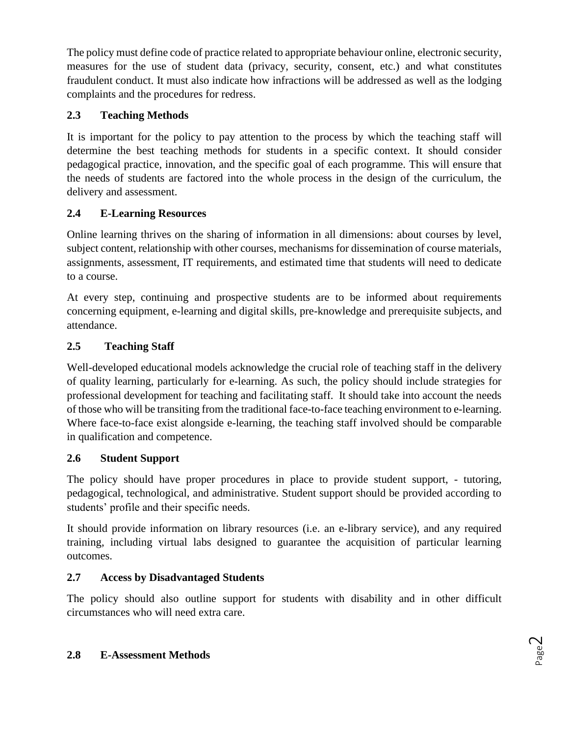The policy must define code of practice related to appropriate behaviour online, electronic security, measures for the use of student data (privacy, security, consent, etc.) and what constitutes fraudulent conduct. It must also indicate how infractions will be addressed as well as the lodging complaints and the procedures for redress.

### 2.3 Teaching Methods

It is important for the policy to pay attention to the process by which the teaching staff will determine the best teaching methods for students in a specific context. It should consider pedagogical practice, innovation, and the specific goal of each programme. This will ensure that the needs of students are factored into the whole process in the design of the curriculum, the delivery and assessment.

### 2.4 E-Learning Resources

Online learning thrives on the sharing of information in all dimensions: about courses by level, subject content, relationship with other courses, mechanisms for dissemination of course materials, assignments, assessment, IT requirements, and estimated time that students will need to dedicate to a course.

At every step, continuing and prospective students are to be informed about requirements concerning equipment, e-learning and digital skills, pre-knowledge and prerequisite subjects, and attendance.

### 2.5 Teaching Staff

Well-developed educational models acknowledge the crucial role of teaching staff in the delivery of quality learning, particularly for e-learning. As such, the policy should include strategies for professional development for teaching and facilitating staff. It should take into account the needs of those who will be transiting from the traditional face-to-face teaching environment to e-learning. Where face-to-face exist alongside e-learning, the teaching staff involved should be comparable in qualification and competence.

### 2.6 Student Support

The policy should have proper procedures in place to provide student support, - tutoring, pedagogical, technological, and administrative. Student support should be provided according to students' profile and their specific needs.

It should provide information on library resources (i.e. an e-library service), and any required training, including virtual labs designed to guarantee the acquisition of particular learning outcomes.

### 2.7 Access by Disadvantaged Students

The policy should also outline support for students with disability and in other difficult circumstances who will need extra care.

### 2.8 E-Assessment Methods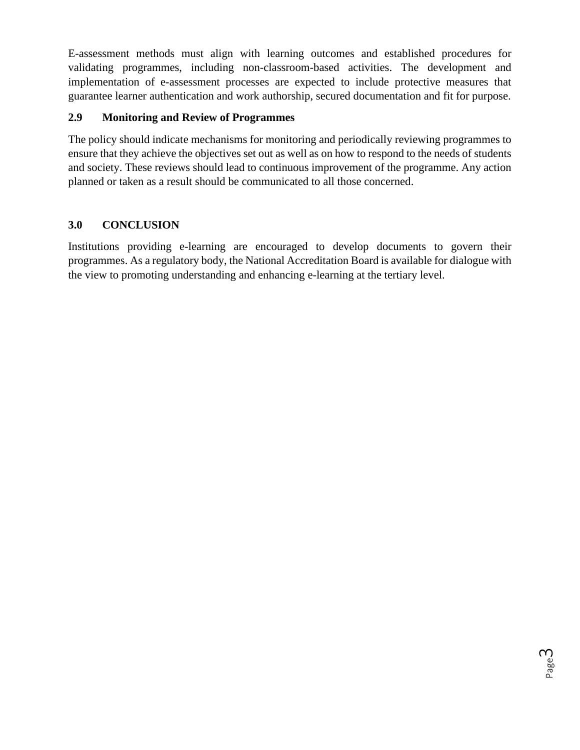E-assessment methods must align with learning outcomes and established procedures for validating programmes, including non-classroom-based activities. The development and implementation of e-assessment processes are expected to include protective measures that guarantee learner authentication and work authorship, secured documentation and fit for purpose.

### 2.9 Monitoring and Review of Programmes

The policy should indicate mechanisms for monitoring and periodically reviewing programmes to ensure that they achieve the objectives set out as well as on how to respond to the needs of students and society. These reviews should lead to continuous improvement of the programme. Any action planned or taken as a result should be communicated to all those concerned.

## 3.0 CONCLUSION

Institutions providing e-learning are encouraged to develop documents to govern their programmes. As a regulatory body, the National Accreditation Board is available for dialogue with the view to promoting understanding and enhancing e-learning at the tertiary level.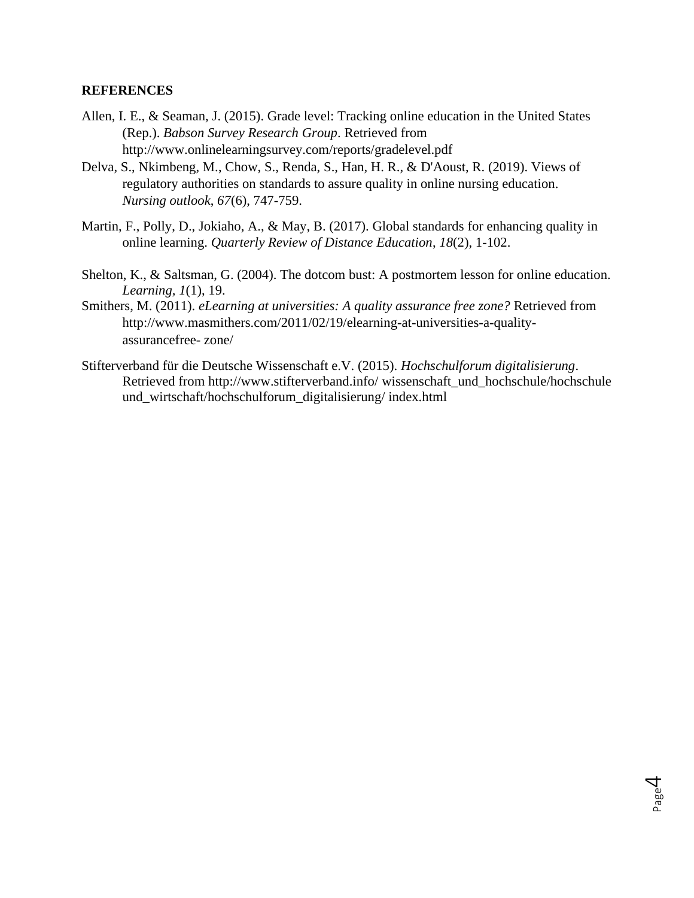**REFERENCES**

Allen, I. E., & Seaman, J. (2015). Grade level: Tracking online education in the United States (Rep.). *Babson Survey Research Group*. Retrieved from http://www.onlinelearningsurvey.com/reports/gradelevel.pdf

Delva, S., Nkimbeng, M., Chow, S., Renda, S., Han, H. R., & D'Aoust, R. (2019). Views of regulatory authorities on standards to assure quality in online nursing education. *Nursing outlook*, *67*(6), 747-759.

Martin, F., Polly, D., Jokiaho, A., & May, B. (2017). Global standards for enhancing quality in online learning. *Quarterly Review of Distance Education*, *18*(2), 1-102.

Shelton, K., & Saltsman, G. (2004). The dotcom bust: A postmortem lesson for online education. *Learning*, *1*(1), 19.

Smithers, M. (2011). *eLearning at universities: A quality assurance free zone?* Retrieved from http://www.masmithers.com/2011/02/19/elearning-at-universities-a-quality-assurancefree- zone/

Stifterverband für die Deutsche Wissenschaft e.V. (2015). *Hochschulforum digitalisierung*. Retrieved from http://www.stifterverband.info/ wissenschaft_und_hochschule/hochschule und_wirtschaft/hochschulforum_digitalisierung/ index.html